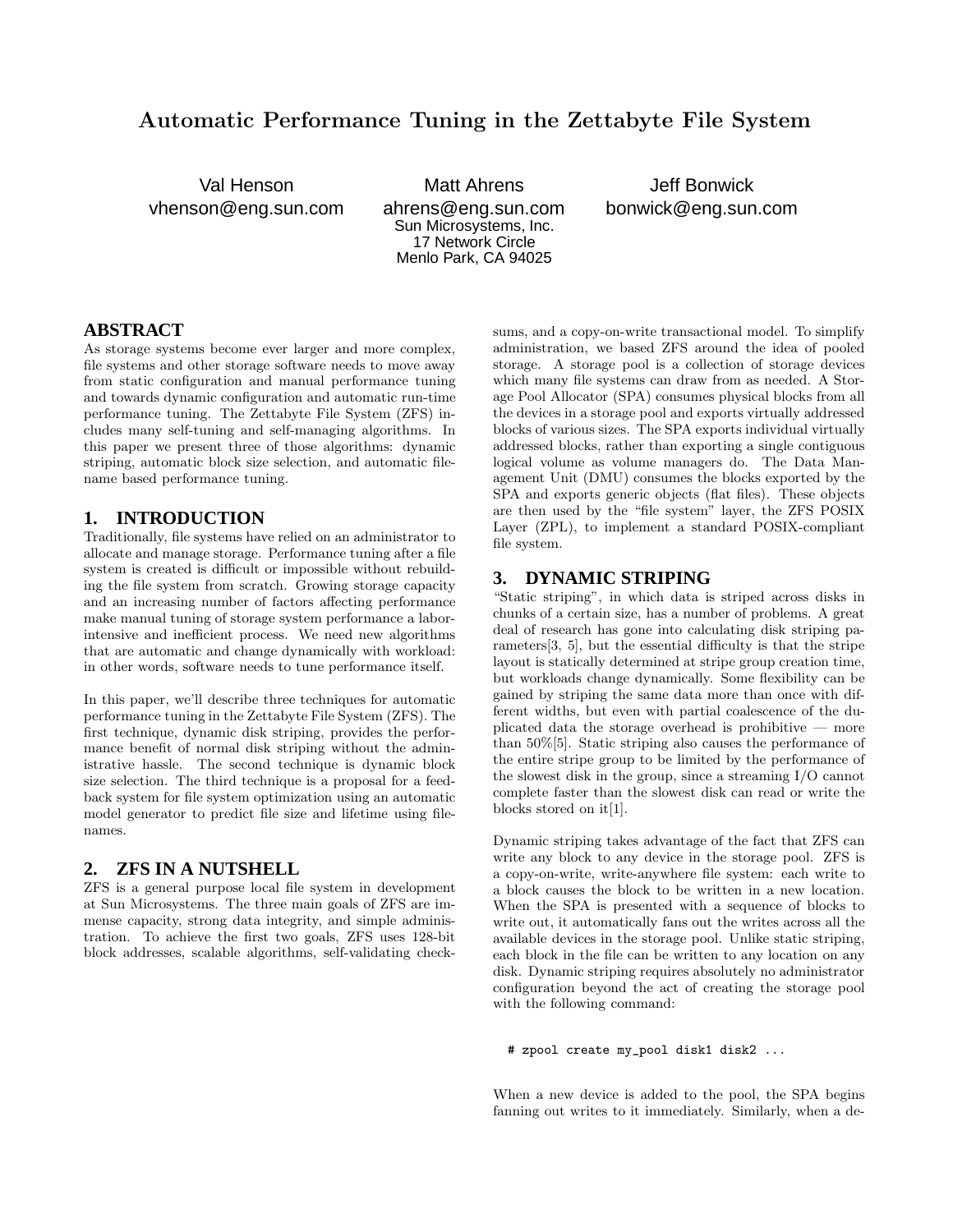# Automatic Performance Tuning in the Zettabyte File System

Val Henson
vhenson@eng.sun.com

Matt Ahrens
ahrens@eng.sun.com
Sun Microsystems, Inc.
17 Network Circle
Menlo Park, CA 94025

Jeff Bonwick
bonwick@eng.sun.com

## ABSTRACT

As storage systems become ever larger and more complex, file systems and other storage software needs to move away from static configuration and manual performance tuning and towards dynamic configuration and automatic run-time performance tuning. The Zettabyte File System (ZFS) includes many self-tuning and self-managing algorithms. In this paper we present three of those algorithms: dynamic striping, automatic block size selection, and automatic file-name based performance tuning.

## 1. INTRODUCTION

Traditionally, file systems have relied on an administrator to allocate and manage storage. Performance tuning after a file system is created is difficult or impossible without rebuilding the file system from scratch. Growing storage capacity and an increasing number of factors affecting performance make manual tuning of storage system performance a labor-intensive and inefficient process. We need new algorithms that are automatic and change dynamically with workload: in other words, software needs to tune performance itself.

In this paper, we'll describe three techniques for automatic performance tuning in the Zettabyte File System (ZFS). The first technique, dynamic disk striping, provides the performance benefit of normal disk striping without the administrative hassle. The second technique is dynamic block size selection. The third technique is a proposal for a feedback system for file system optimization using an automatic model generator to predict file size and lifetime using filenames.

## 2. ZFS IN A NUTSHELL

ZFS is a general purpose local file system in development at Sun Microsystems. The three main goals of ZFS are immense capacity, strong data integrity, and simple administration. To achieve the first two goals, ZFS uses 128-bit block addresses, scalable algorithms, self-validating checksums, and a copy-on-write transactional model. To simplify administration, we based ZFS around the idea of pooled storage. A storage pool is a collection of storage devices which many file systems can draw from as needed. A Storage Pool Allocator (SPA) consumes physical blocks from all the devices in a storage pool and exports virtually addressed blocks of various sizes. The SPA exports individual virtually addressed blocks, rather than exporting a single contiguous logical volume as volume managers do. The Data Management Unit (DMU) consumes the blocks exported by the SPA and exports generic objects (flat files). These objects are then used by the "file system" layer, the ZFS POSIX Layer (ZPL), to implement a standard POSIX-compliant file system.

## 3. DYNAMIC STRIPING

"Static striping", in which data is striped across disks in chunks of a certain size, has a number of problems. A great deal of research has gone into calculating disk striping parameters[3, 5], but the essential difficulty is that the stripe layout is statically determined at stripe group creation time, but workloads change dynamically. Some flexibility can be gained by striping the same data more than once with different widths, but even with partial coalescence of the duplicated data the storage overhead is prohibitive — more than 50%[5]. Static striping also causes the performance of the entire stripe group to be limited by the performance of the slowest disk in the group, since a streaming I/O cannot complete faster than the slowest disk can read or write the blocks stored on it[1].

Dynamic striping takes advantage of the fact that ZFS can write any block to any device in the storage pool. ZFS is a copy-on-write, write-anywhere file system: each write to a block causes the block to be written in a new location. When the SPA is presented with a sequence of blocks to write out, it automatically fans out the writes across all the available devices in the storage pool. Unlike static striping, each block in the file can be written to any location on any disk. Dynamic striping requires absolutely no administrator configuration beyond the act of creating the storage pool with the following command:

```
# zpool create my_pool disk1 disk2 ...
```

When a new device is added to the pool, the SPA begins fanning out writes to it immediately. Similarly, when a de-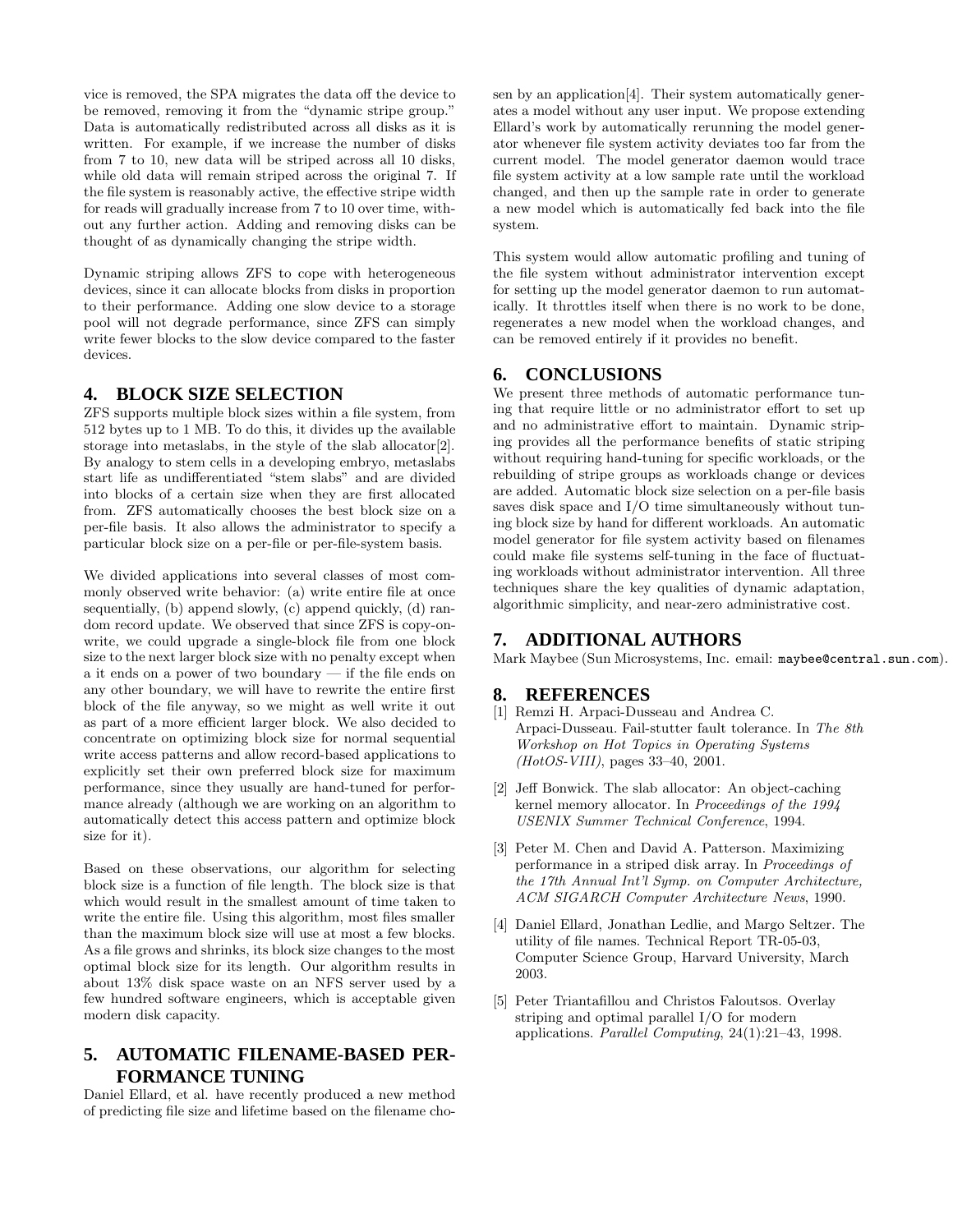vice is removed, the SPA migrates the data off the device to be removed, removing it from the "dynamic stripe group." Data is automatically redistributed across all disks as it is written. For example, if we increase the number of disks from 7 to 10, new data will be striped across all 10 disks, while old data will remain striped across the original 7. If the file system is reasonably active, the effective stripe width for reads will gradually increase from 7 to 10 over time, without any further action. Adding and removing disks can be thought of as dynamically changing the stripe width.

Dynamic striping allows ZFS to cope with heterogeneous devices, since it can allocate blocks from disks in proportion to their performance. Adding one slow device to a storage pool will not degrade performance, since ZFS can simply write fewer blocks to the slow device compared to the faster devices.

## 4. BLOCK SIZE SELECTION

ZFS supports multiple block sizes within a file system, from 512 bytes up to 1 MB. To do this, it divides up the available storage into metaslabs, in the style of the slab allocator[2]. By analogy to stem cells in a developing embryo, metaslabs start life as undifferentiated "stem slabs" and are divided into blocks of a certain size when they are first allocated from. ZFS automatically chooses the best block size on a per-file basis. It also allows the administrator to specify a particular block size on a per-file or per-file-system basis.

We divided applications into several classes of most commonly observed write behavior: (a) write entire file at once sequentially, (b) append slowly, (c) append quickly, (d) random record update. We observed that since ZFS is copy-on-write, we could upgrade a single-block file from one block size to the next larger block size with no penalty except when a it ends on a power of two boundary — if the file ends on any other boundary, we will have to rewrite the entire first block of the file anyway, so we might as well write it out as part of a more efficient larger block. We also decided to concentrate on optimizing block size for normal sequential write access patterns and allow record-based applications to explicitly set their own preferred block size for maximum performance, since they usually are hand-tuned for performance already (although we are working on an algorithm to automatically detect this access pattern and optimize block size for it).

Based on these observations, our algorithm for selecting block size is a function of file length. The block size is that which would result in the smallest amount of time taken to write the entire file. Using this algorithm, most files smaller than the maximum block size will use at most a few blocks. As a file grows and shrinks, its block size changes to the most optimal block size for its length. Our algorithm results in about 13% disk space waste on an NFS server used by a few hundred software engineers, which is acceptable given modern disk capacity.

## 5. AUTOMATIC FILENAME-BASED PERFORMANCE TUNING

Daniel Ellard, et al. have recently produced a new method of predicting file size and lifetime based on the filename chosen by an application[4]. Their system automatically generates a model without any user input. We propose extending Ellard's work by automatically rerunning the model generator whenever file system activity deviates too far from the current model. The model generator daemon would trace file system activity at a low sample rate until the workload changed, and then up the sample rate in order to generate a new model which is automatically fed back into the file system.

This system would allow automatic profiling and tuning of the file system without administrator intervention except for setting up the model generator daemon to run automatically. It throttles itself when there is no work to be done, regenerates a new model when the workload changes, and can be removed entirely if it provides no benefit.

## 6. CONCLUSIONS

We present three methods of automatic performance tuning that require little or no administrator effort to set up and no administrative effort to maintain. Dynamic striping provides all the performance benefits of static striping without requiring hand-tuning for specific workloads, or the rebuilding of stripe groups as workloads change or devices are added. Automatic block size selection on a per-file basis saves disk space and I/O time simultaneously without tuning block size by hand for different workloads. An automatic model generator for file system activity based on filenames could make file systems self-tuning in the face of fluctuating workloads without administrator intervention. All three techniques share the key qualities of dynamic adaptation, algorithmic simplicity, and near-zero administrative cost.

## 7. ADDITIONAL AUTHORS

Mark Maybee (Sun Microsystems, Inc. email: maybee@central.sun.com).

## 8. REFERENCES

[1] Remzi H. Arpaci-Dusseau and Andrea C. Arpaci-Dusseau. Fail-stutter fault tolerance. In *The 8th Workshop on Hot Topics in Operating Systems (HotOS-VIII)*, pages 33–40, 2001.

[2] Jeff Bonwick. The slab allocator: An object-caching kernel memory allocator. In *Proceedings of the 1994 USENIX Summer Technical Conference*, 1994.

[3] Peter M. Chen and David A. Patterson. Maximizing performance in a striped disk array. In *Proceedings of the 17th Annual Int'l Symp. on Computer Architecture, ACM SIGARCH Computer Architecture News*, 1990.

[4] Daniel Ellard, Jonathan Ledlie, and Margo Seltzer. The utility of file names. Technical Report TR-05-03, Computer Science Group, Harvard University, March 2003.

[5] Peter Triantafillou and Christos Faloutsos. Overlay striping and optimal parallel I/O for modern applications. *Parallel Computing*, 24(1):21–43, 1998.